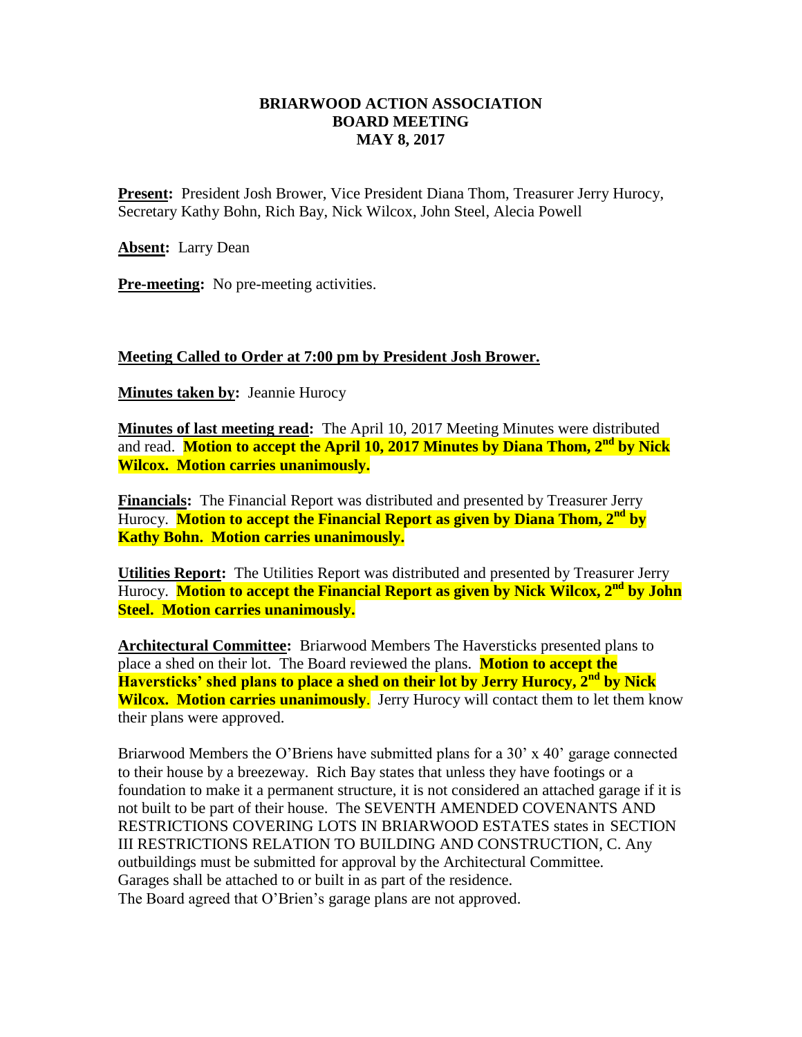# BRIARWOOD ACTION ASSOCIATION
## BOARD MEETING
### MAY 8, 2017

**Present:** President Josh Brower, Vice President Diana Thom, Treasurer Jerry Hurocy, Secretary Kathy Bohn, Rich Bay, Nick Wilcox, John Steel, Alecia Powell

**Absent:** Larry Dean

**Pre-meeting:** No pre-meeting activities.

**Meeting Called to Order at 7:00 pm by President Josh Brower.**

**Minutes taken by:** Jeannie Hurocy

**Minutes of last meeting read:** The April 10, 2017 Meeting Minutes were distributed and read. **Motion to accept the April 10, 2017 Minutes by Diana Thom, 2nd by Nick Wilcox. Motion carries unanimously.**

**Financials:** The Financial Report was distributed and presented by Treasurer Jerry Hurocy. **Motion to accept the Financial Report as given by Diana Thom, 2nd by Kathy Bohn. Motion carries unanimously.**

**Utilities Report:** The Utilities Report was distributed and presented by Treasurer Jerry Hurocy. **Motion to accept the Financial Report as given by Nick Wilcox, 2nd by John Steel. Motion carries unanimously.**

**Architectural Committee:** Briarwood Members The Haversticks presented plans to place a shed on their lot. The Board reviewed the plans. **Motion to accept the Haversticks' shed plans to place a shed on their lot by Jerry Hurocy, 2nd by Nick Wilcox. Motion carries unanimously**. Jerry Hurocy will contact them to let them know their plans were approved.

Briarwood Members the O'Briens have submitted plans for a 30' x 40' garage connected to their house by a breezeway. Rich Bay states that unless they have footings or a foundation to make it a permanent structure, it is not considered an attached garage if it is not built to be part of their house. The SEVENTH AMENDED COVENANTS AND RESTRICTIONS COVERING LOTS IN BRIARWOOD ESTATES states in SECTION III RESTRICTIONS RELATION TO BUILDING AND CONSTRUCTION, C. Any outbuildings must be submitted for approval by the Architectural Committee. Garages shall be attached to or built in as part of the residence.
The Board agreed that O'Brien's garage plans are not approved.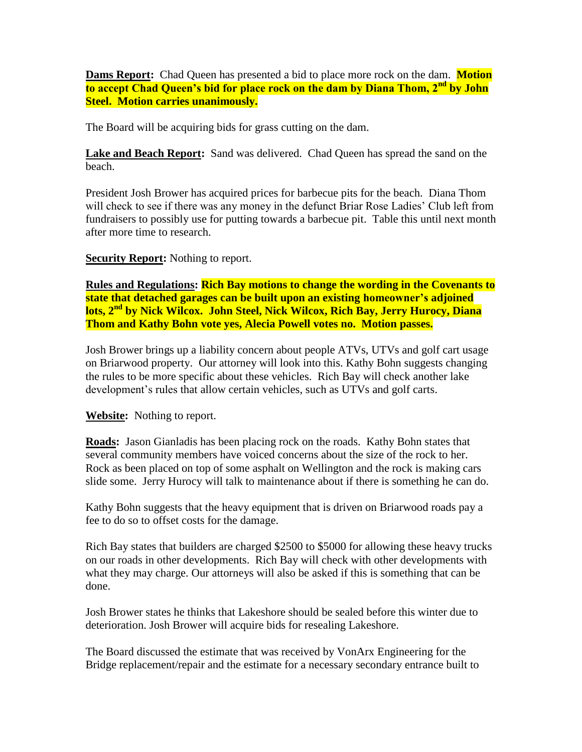**Dams Report:** Chad Queen has presented a bid to place more rock on the dam. **Motion to accept Chad Queen's bid for place rock on the dam by Diana Thom, 2nd by John Steel. Motion carries unanimously.**

The Board will be acquiring bids for grass cutting on the dam.

**Lake and Beach Report:** Sand was delivered. Chad Queen has spread the sand on the beach.

President Josh Brower has acquired prices for barbecue pits for the beach. Diana Thom will check to see if there was any money in the defunct Briar Rose Ladies' Club left from fundraisers to possibly use for putting towards a barbecue pit. Table this until next month after more time to research.

**Security Report:** Nothing to report.

**Rules and Regulations:** **Rich Bay motions to change the wording in the Covenants to state that detached garages can be built upon an existing homeowner's adjoined lots, 2nd by Nick Wilcox. John Steel, Nick Wilcox, Rich Bay, Jerry Hurocy, Diana Thom and Kathy Bohn vote yes, Alecia Powell votes no. Motion passes.**

Josh Brower brings up a liability concern about people ATVs, UTVs and golf cart usage on Briarwood property. Our attorney will look into this. Kathy Bohn suggests changing the rules to be more specific about these vehicles. Rich Bay will check another lake development's rules that allow certain vehicles, such as UTVs and golf carts.

**Website:** Nothing to report.

**Roads:** Jason Gianladis has been placing rock on the roads. Kathy Bohn states that several community members have voiced concerns about the size of the rock to her. Rock as been placed on top of some asphalt on Wellington and the rock is making cars slide some. Jerry Hurocy will talk to maintenance about if there is something he can do.

Kathy Bohn suggests that the heavy equipment that is driven on Briarwood roads pay a fee to do so to offset costs for the damage.

Rich Bay states that builders are charged $2500 to $5000 for allowing these heavy trucks on our roads in other developments. Rich Bay will check with other developments with what they may charge. Our attorneys will also be asked if this is something that can be done.

Josh Brower states he thinks that Lakeshore should be sealed before this winter due to deterioration. Josh Brower will acquire bids for resealing Lakeshore.

The Board discussed the estimate that was received by VonArx Engineering for the Bridge replacement/repair and the estimate for a necessary secondary entrance built to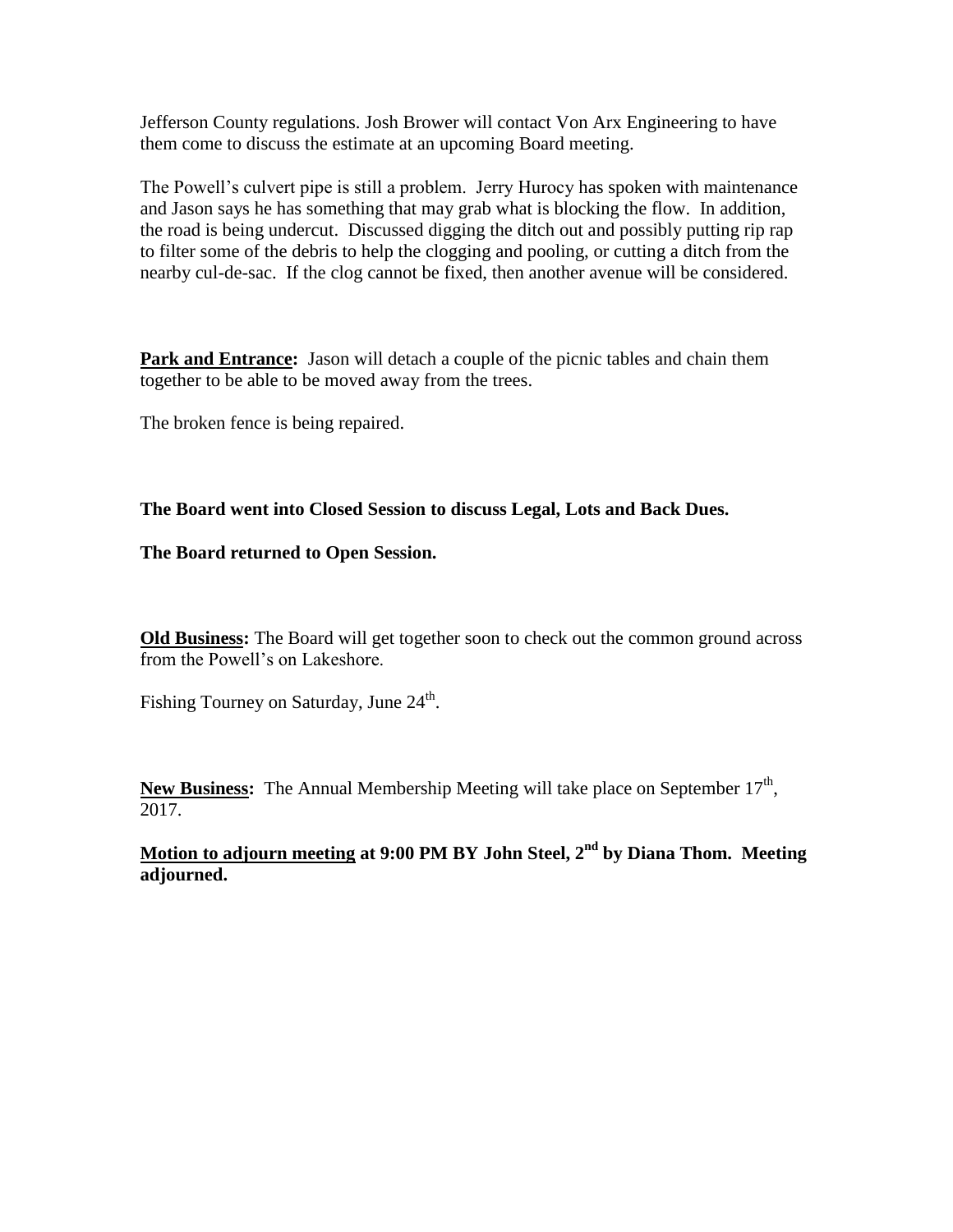Jefferson County regulations. Josh Brower will contact Von Arx Engineering to have them come to discuss the estimate at an upcoming Board meeting.

The Powell's culvert pipe is still a problem. Jerry Hurocy has spoken with maintenance and Jason says he has something that may grab what is blocking the flow. In addition, the road is being undercut. Discussed digging the ditch out and possibly putting rip rap to filter some of the debris to help the clogging and pooling, or cutting a ditch from the nearby cul-de-sac. If the clog cannot be fixed, then another avenue will be considered.

**Park and Entrance:** Jason will detach a couple of the picnic tables and chain them together to be able to be moved away from the trees.

The broken fence is being repaired.

**The Board went into Closed Session to discuss Legal, Lots and Back Dues.**

**The Board returned to Open Session.**

**Old Business:** The Board will get together soon to check out the common ground across from the Powell's on Lakeshore.

Fishing Tourney on Saturday, June 24th.

**New Business:** The Annual Membership Meeting will take place on September 17th, 2017.

**Motion to adjourn meeting at 9:00 PM BY John Steel, 2nd by Diana Thom. Meeting adjourned.**